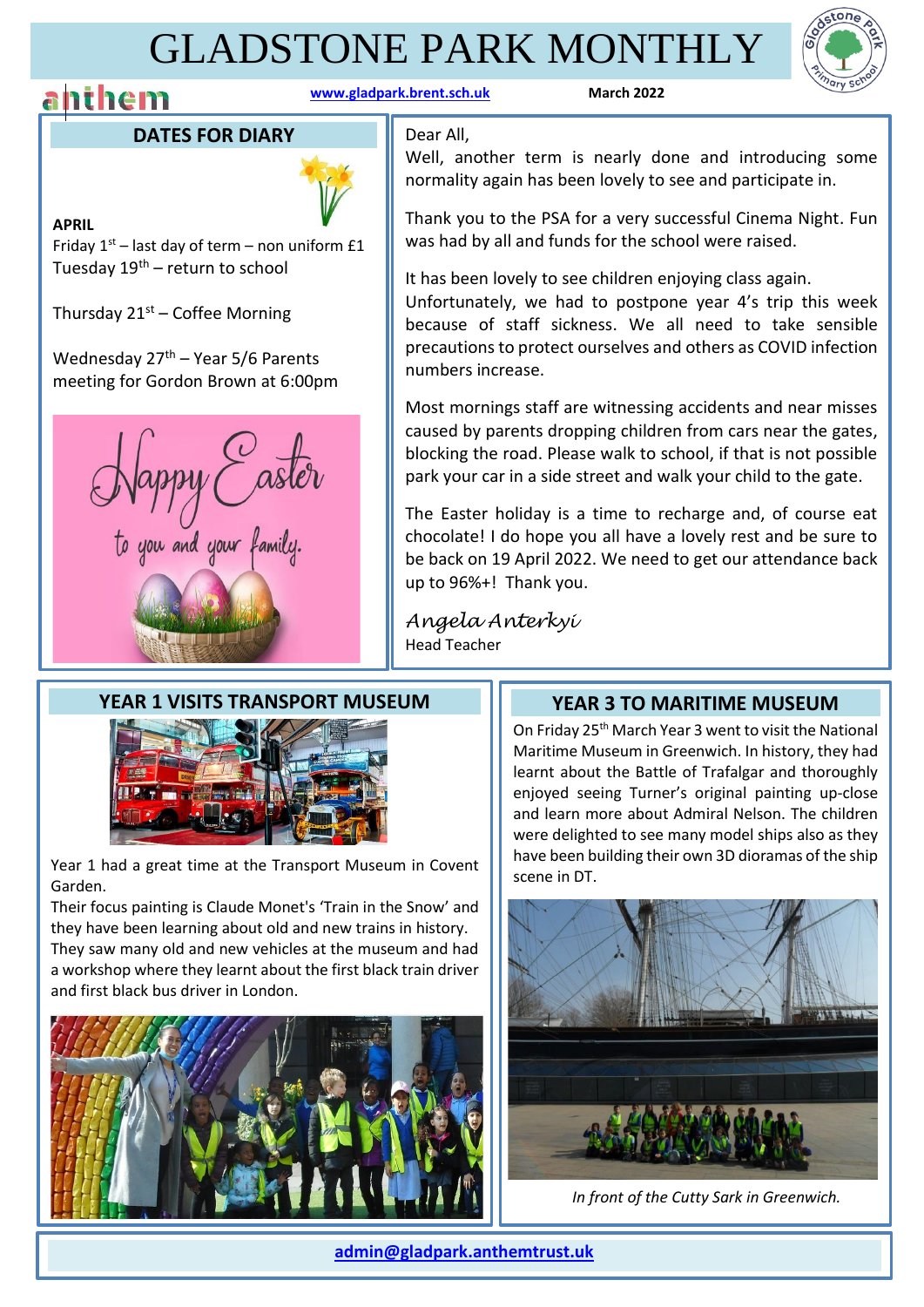# GLADSTONE PARK MONTHLY

www.gladpark.brent.sch.uk

March 2022

## DATES FOR DIARY

**APRIL**

Friday 1st – last day of term – non uniform £1

Tuesday 19th – return to school

Thursday 21st – Coffee Morning

Wednesday 27th – Year 5/6 Parents meeting for Gordon Brown at 6:00pm

Dear All,

Well, another term is nearly done and introducing some normality again has been lovely to see and participate in.

Thank you to the PSA for a very successful Cinema Night. Fun was had by all and funds for the school were raised.

It has been lovely to see children enjoying class again. Unfortunately, we had to postpone year 4's trip this week because of staff sickness. We all need to take sensible precautions to protect ourselves and others as COVID infection numbers increase.

Most mornings staff are witnessing accidents and near misses caused by parents dropping children from cars near the gates, blocking the road. Please walk to school, if that is not possible park your car in a side street and walk your child to the gate.

The Easter holiday is a time to recharge and, of course eat chocolate! I do hope you all have a lovely rest and be sure to be back on 19 April 2022. We need to get our attendance back up to 96%+! Thank you.

*Angela Anterkyi*

Head Teacher

## YEAR 1 VISITS TRANSPORT MUSEUM

Year 1 had a great time at the Transport Museum in Covent Garden.

Their focus painting is Claude Monet's 'Train in the Snow' and they have been learning about old and new trains in history. They saw many old and new vehicles at the museum and had a workshop where they learnt about the first black train driver and first black bus driver in London.

## YEAR 3 TO MARITIME MUSEUM

On Friday 25th March Year 3 went to visit the National Maritime Museum in Greenwich. In history, they had learnt about the Battle of Trafalgar and thoroughly enjoyed seeing Turner's original painting up-close and learn more about Admiral Nelson. The children were delighted to see many model ships also as they have been building their own 3D dioramas of the ship scene in DT.

*In front of the Cutty Sark in Greenwich.*

admin@gladpark.anthemtrust.uk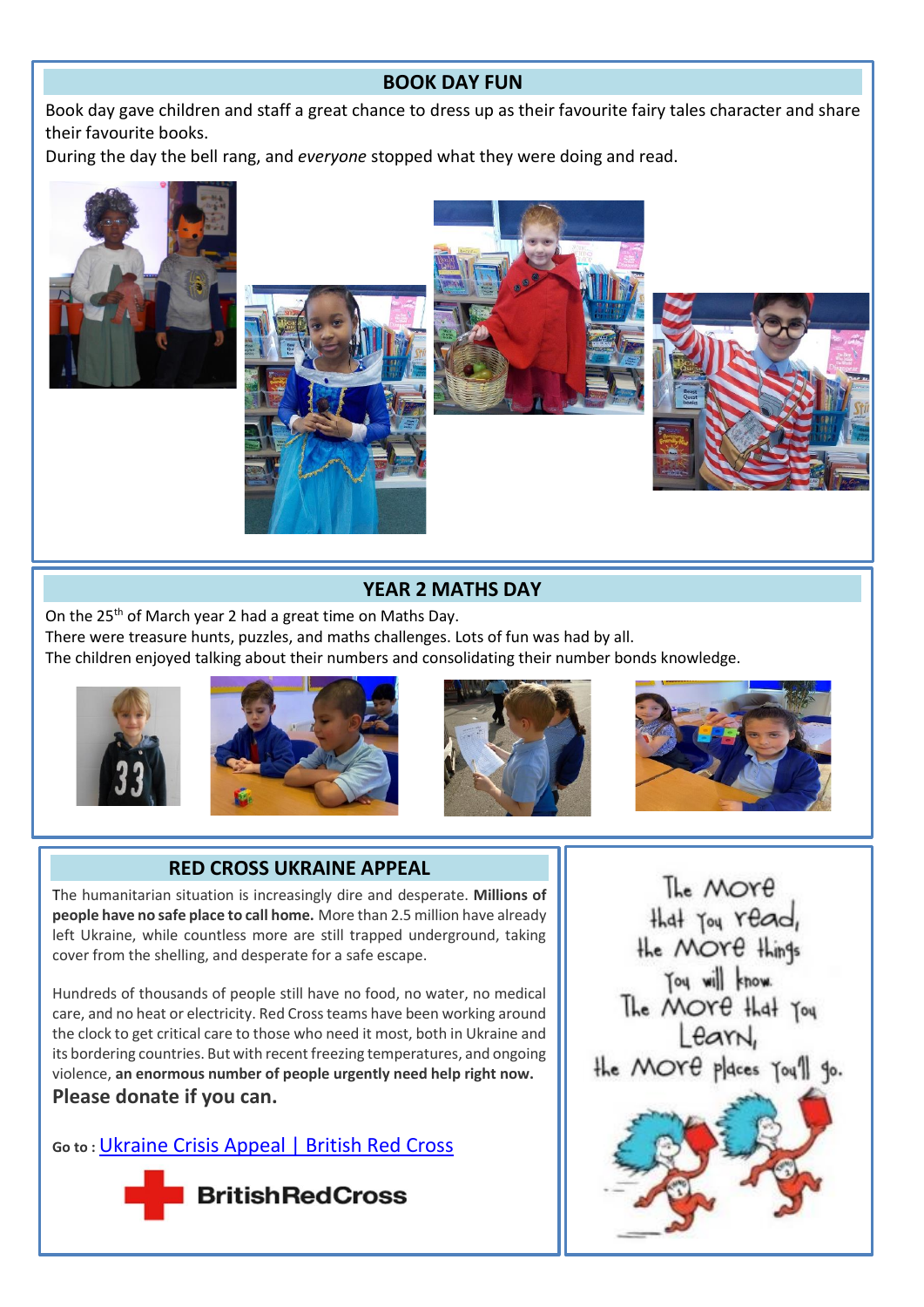## BOOK DAY FUN

Book day gave children and staff a great chance to dress up as their favourite fairy tales character and share their favourite books.

During the day the bell rang, and *everyone* stopped what they were doing and read.

## YEAR 2 MATHS DAY

On the 25th of March year 2 had a great time on Maths Day.

There were treasure hunts, puzzles, and maths challenges. Lots of fun was had by all.

The children enjoyed talking about their numbers and consolidating their number bonds knowledge.

## RED CROSS UKRAINE APPEAL

The humanitarian situation is increasingly dire and desperate. **Millions of people have no safe place to call home.** More than 2.5 million have already left Ukraine, while countless more are still trapped underground, taking cover from the shelling, and desperate for a safe escape.

Hundreds of thousands of people still have no food, no water, no medical care, and no heat or electricity. Red Cross teams have been working around the clock to get critical care to those who need it most, both in Ukraine and its bordering countries. But with recent freezing temperatures, and ongoing violence, **an enormous number of people urgently need help right now.**

**Please donate if you can.**

**Go to :** Ukraine Crisis Appeal | British Red Cross

BritishRedCross

The More that You read, the More things You will know. The More that You Learn, the More places You'll go.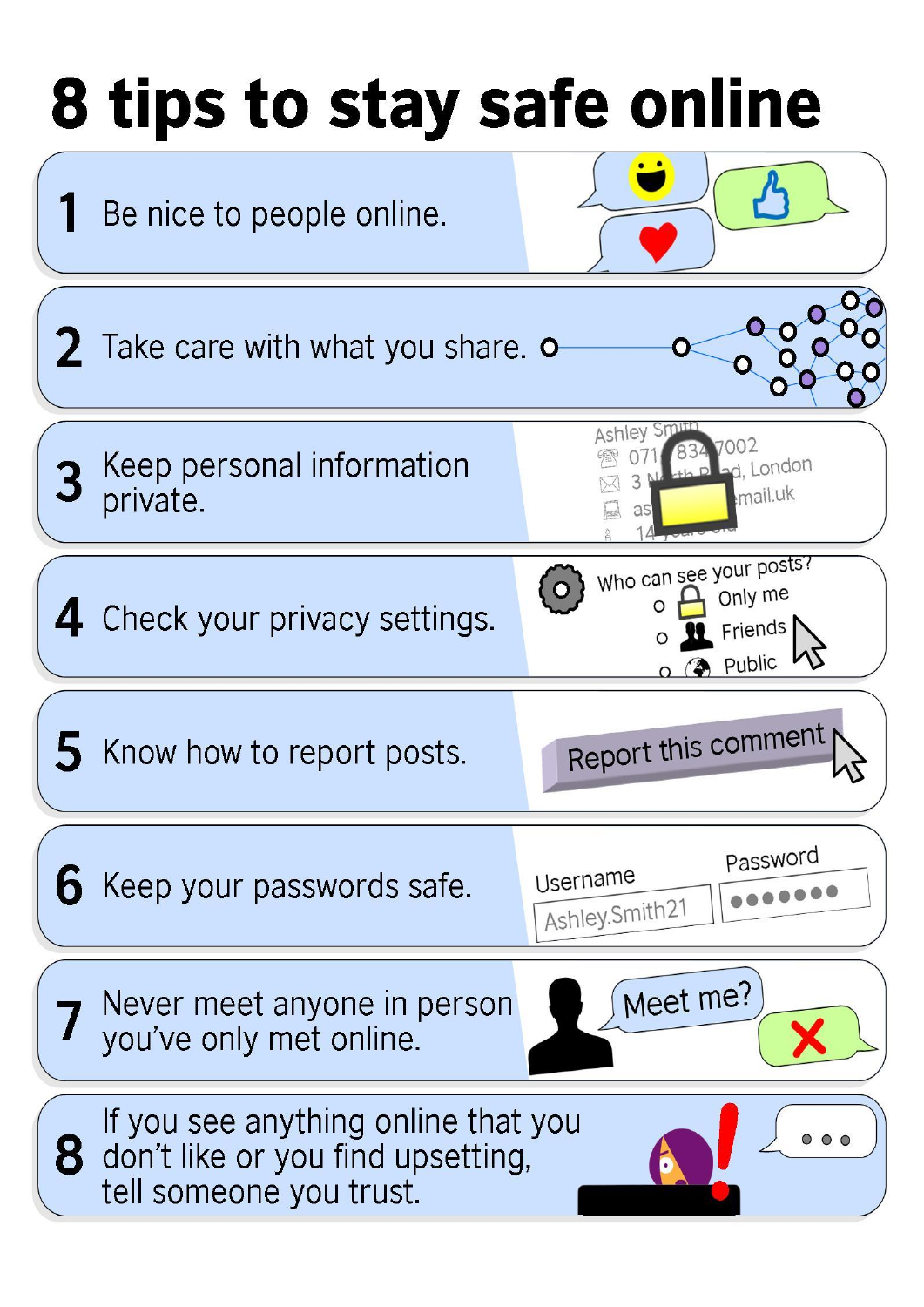# 8 tips to stay safe online

1. Be nice to people online.
2. Take care with what you share.
3. Keep personal information private.
4. Check your privacy settings.
5. Know how to report posts.
6. Keep your passwords safe.
7. Never meet anyone in person you've only met online.
8. If you see anything online that you don't like or you find upsetting, tell someone you trust.